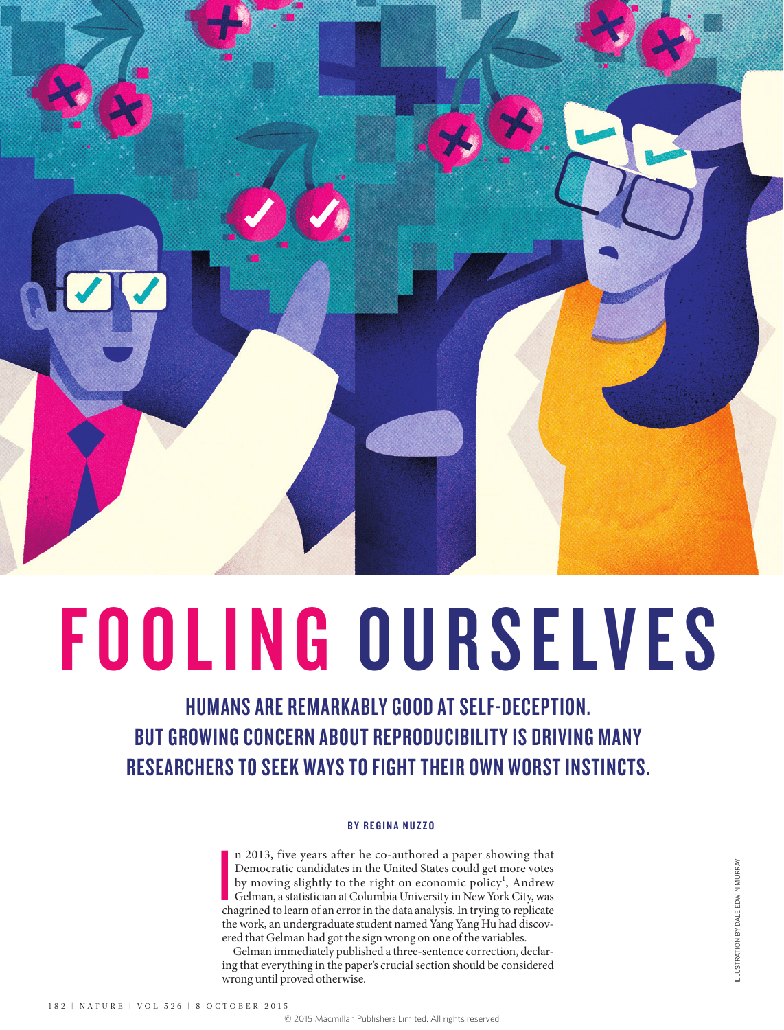# FOOLING OURSELVES

## HUMANS ARE REMARKABLY GOOD AT SELF-DECEPTION. BUT GROWING CONCERN ABOUT REPRODUCIBILITY IS DRIVING MANY RESEARCHERS TO SEEK WAYS TO FIGHT THEIR OWN WORST INSTINCTS.

**BY REGINA NUZZO**

In 2013, five years after he co-authored a paper showing that Democratic candidates in the United States could get more votes by moving slightly to the right on economic policy[1], Andrew Gelman, a statistician at Columbia University in New York City, was chagrined to learn of an error in the data analysis. In trying to replicate the work, an undergraduate student named Yang Yang Hu had discovered that Gelman had got the sign wrong on one of the variables.

Gelman immediately published a three-sentence correction, declaring that everything in the paper's crucial section should be considered wrong until proved otherwise.

ILLUSTRATION BY DALE EDWIN MURRAY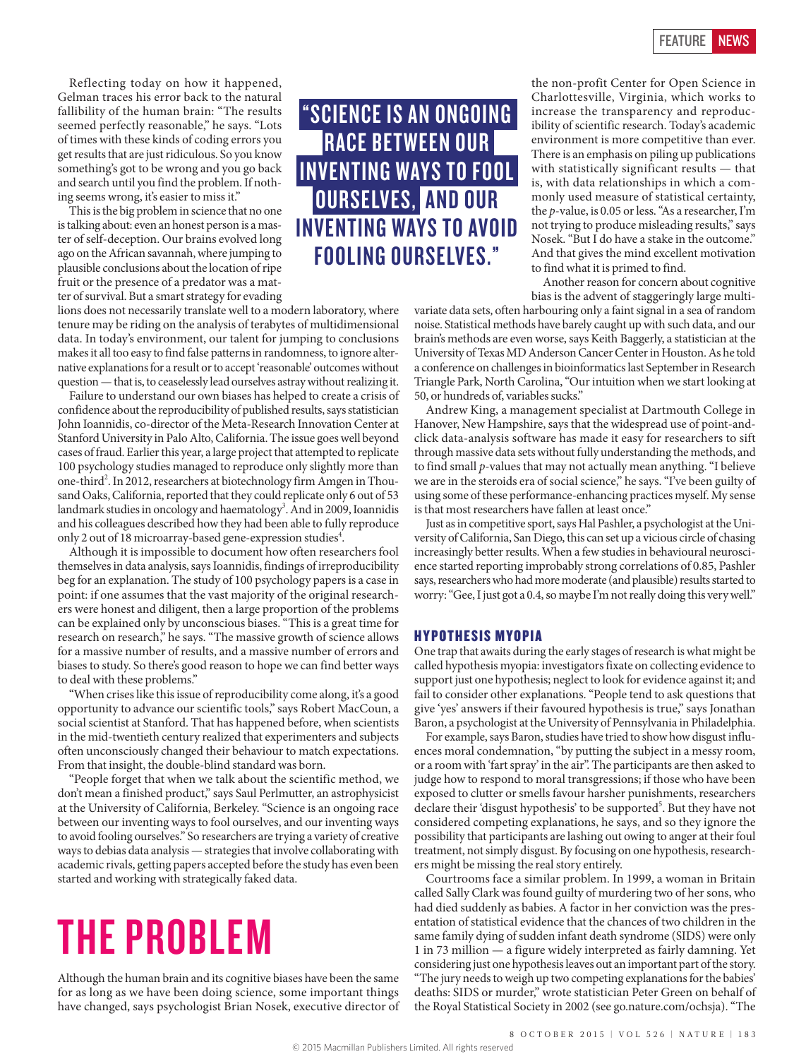Reflecting today on how it happened, Gelman traces his error back to the natural fallibility of the human brain: "The results seemed perfectly reasonable," he says. "Lots of times with these kinds of coding errors you get results that are just ridiculous. So you know something's got to be wrong and you go back and search until you find the problem. If nothing seems wrong, it's easier to miss it."

This is the big problem in science that no one is talking about: even an honest person is a master of self-deception. Our brains evolved long ago on the African savannah, where jumping to plausible conclusions about the location of ripe fruit or the presence of a predator was a matter of survival. But a smart strategy for evading lions does not necessarily translate well to a modern laboratory, where tenure may be riding on the analysis of terabytes of multidimensional data. In today's environment, our talent for jumping to conclusions makes it all too easy to find false patterns in randomness, to ignore alternative explanations for a result or to accept 'reasonable' outcomes without question — that is, to ceaselessly lead ourselves astray without realizing it.

Failure to understand our own biases has helped to create a crisis of confidence about the reproducibility of published results, says statistician John Ioannidis, co-director of the Meta-Research Innovation Center at Stanford University in Palo Alto, California. The issue goes well beyond cases of fraud. Earlier this year, a large project that attempted to replicate 100 psychology studies managed to reproduce only slightly more than one-third[2]. In 2012, researchers at biotechnology firm Amgen in Thousand Oaks, California, reported that they could replicate only 6 out of 53 landmark studies in oncology and haematology[3]. And in 2009, Ioannidis and his colleagues described how they had been able to fully reproduce only 2 out of 18 microarray-based gene-expression studies[4].

Although it is impossible to document how often researchers fool themselves in data analysis, says Ioannidis, findings of irreproducibility beg for an explanation. The study of 100 psychology papers is a case in point: if one assumes that the vast majority of the original researchers were honest and diligent, then a large proportion of the problems can be explained only by unconscious biases. "This is a great time for research on research," he says. "The massive growth of science allows for a massive number of results, and a massive number of errors and biases to study. So there's good reason to hope we can find better ways to deal with these problems."

"When crises like this issue of reproducibility come along, it's a good opportunity to advance our scientific tools," says Robert MacCoun, a social scientist at Stanford. That has happened before, when scientists in the mid-twentieth century realized that experimenters and subjects often unconsciously changed their behaviour to match expectations. From that insight, the double-blind standard was born.

"People forget that when we talk about the scientific method, we don't mean a finished product," says Saul Perlmutter, an astrophysicist at the University of California, Berkeley. "Science is an ongoing race between our inventing ways to fool ourselves, and our inventing ways to avoid fooling ourselves." So researchers are trying a variety of creative ways to debias data analysis — strategies that involve collaborating with academic rivals, getting papers accepted before the study has even been started and working with strategically faked data.

> **"SCIENCE IS AN ONGOING RACE BETWEEN OUR INVENTING WAYS TO FOOL OURSELVES, AND OUR INVENTING WAYS TO AVOID FOOLING OURSELVES."**

# THE PROBLEM

Although the human brain and its cognitive biases have been the same for as long as we have been doing science, some important things have changed, says psychologist Brian Nosek, executive director of the non-profit Center for Open Science in Charlottesville, Virginia, which works to increase the transparency and reproducibility of scientific research. Today's academic environment is more competitive than ever. There is an emphasis on piling up publications with statistically significant results — that is, with data relationships in which a commonly used measure of statistical certainty, the *p*-value, is 0.05 or less. "As a researcher, I'm not trying to produce misleading results," says Nosek. "But I do have a stake in the outcome." And that gives the mind excellent motivation to find what it is primed to find.

Another reason for concern about cognitive bias is the advent of staggeringly large multivariate data sets, often harbouring only a faint signal in a sea of random noise. Statistical methods have barely caught up with such data, and our brain's methods are even worse, says Keith Baggerly, a statistician at the University of Texas MD Anderson Cancer Center in Houston. As he told a conference on challenges in bioinformatics last September in Research Triangle Park, North Carolina, "Our intuition when we start looking at 50, or hundreds of, variables sucks."

Andrew King, a management specialist at Dartmouth College in Hanover, New Hampshire, says that the widespread use of point-and-click data-analysis software has made it easy for researchers to sift through massive data sets without fully understanding the methods, and to find small *p*-values that may not actually mean anything. "I believe we are in the steroids era of social science," he says. "I've been guilty of using some of these performance-enhancing practices myself. My sense is that most researchers have fallen at least once."

Just as in competitive sport, says Hal Pashler, a psychologist at the University of California, San Diego, this can set up a vicious circle of chasing increasingly better results. When a few studies in behavioural neuroscience started reporting improbably strong correlations of 0.85, Pashler says, researchers who had more moderate (and plausible) results started to worry: "Gee, I just got a 0.4, so maybe I'm not really doing this very well."

## HYPOTHESIS MYOPIA

One trap that awaits during the early stages of research is what might be called hypothesis myopia: investigators fixate on collecting evidence to support just one hypothesis; neglect to look for evidence against it; and fail to consider other explanations. "People tend to ask questions that give 'yes' answers if their favoured hypothesis is true," says Jonathan Baron, a psychologist at the University of Pennsylvania in Philadelphia.

For example, says Baron, studies have tried to show how disgust influences moral condemnation, "by putting the subject in a messy room, or a room with 'fart spray' in the air". The participants are then asked to judge how to respond to moral transgressions; if those who have been exposed to clutter or smells favour harsher punishments, researchers declare their 'disgust hypothesis' to be supported[5]. But they have not considered competing explanations, he says, and so they ignore the possibility that participants are lashing out owing to anger at their foul treatment, not simply disgust. By focusing on one hypothesis, researchers might be missing the real story entirely.

Courtrooms face a similar problem. In 1999, a woman in Britain called Sally Clark was found guilty of murdering two of her sons, who had died suddenly as babies. A factor in her conviction was the presentation of statistical evidence that the chances of two children in the same family dying of sudden infant death syndrome (SIDS) were only 1 in 73 million — a figure widely interpreted as fairly damning. Yet considering just one hypothesis leaves out an important part of the story. "The jury needs to weigh up two competing explanations for the babies' deaths: SIDS or murder," wrote statistician Peter Green on behalf of the Royal Statistical Society in 2002 (see go.nature.com/ochsja). "The

© 2015 Macmillan Publishers Limited. All rights reserved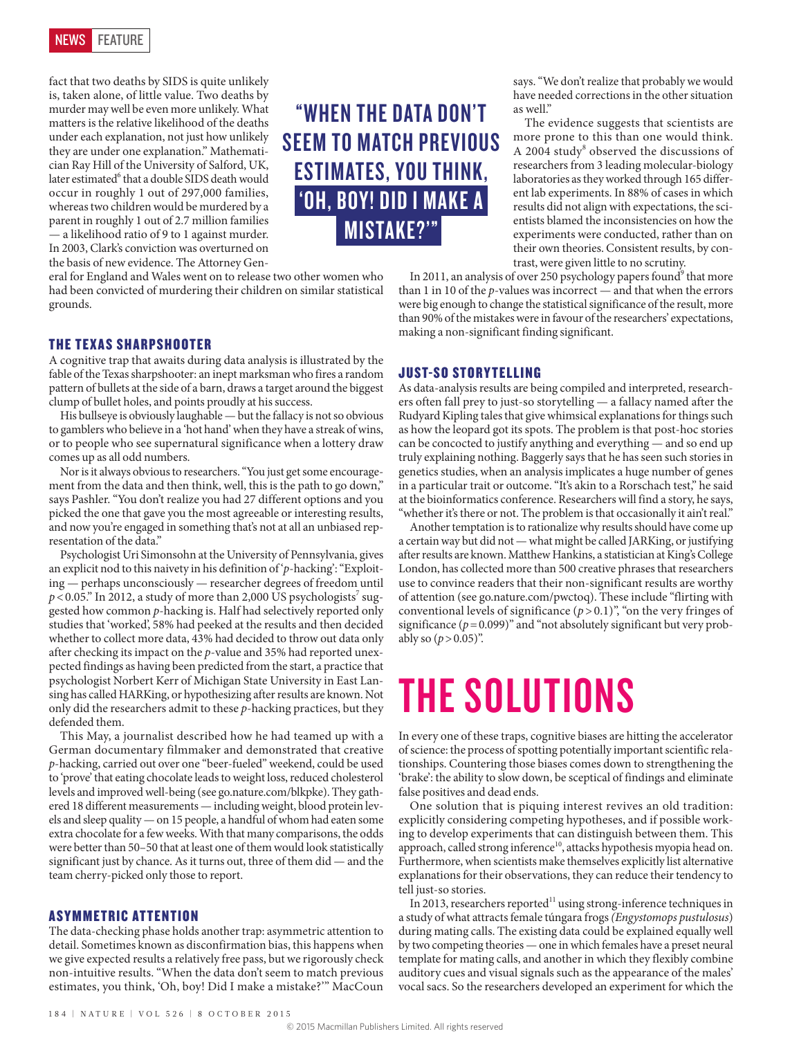fact that two deaths by SIDS is quite unlikely is, taken alone, of little value. Two deaths by murder may well be even more unlikely. What matters is the relative likelihood of the deaths under each explanation, not just how unlikely they are under one explanation." Mathematician Ray Hill of the University of Salford, UK, later estimated[6] that a double SIDS death would occur in roughly 1 out of 297,000 families, whereas two children would be murdered by a parent in roughly 1 out of 2.7 million families — a likelihood ratio of 9 to 1 against murder. In 2003, Clark's conviction was overturned on the basis of new evidence. The Attorney General for England and Wales went on to release two other women who had been convicted of murdering their children on similar statistical grounds.

### THE TEXAS SHARPSHOOTER

A cognitive trap that awaits during data analysis is illustrated by the fable of the Texas sharpshooter: an inept marksman who fires a random pattern of bullets at the side of a barn, draws a target around the biggest clump of bullet holes, and points proudly at his success.

His bullseye is obviously laughable — but the fallacy is not so obvious to gamblers who believe in a 'hot hand' when they have a streak of wins, or to people who see supernatural significance when a lottery draw comes up as all odd numbers.

Nor is it always obvious to researchers. "You just get some encouragement from the data and then think, well, this is the path to go down," says Pashler. "You don't realize you had 27 different options and you picked the one that gave you the most agreeable or interesting results, and now you're engaged in something that's not at all an unbiased representation of the data."

Psychologist Uri Simonsohn at the University of Pennsylvania, gives an explicit nod to this naivety in his definition of '*p*-hacking': "Exploiting — perhaps unconsciously — researcher degrees of freedom until $p < 0.05$." In 2012, a study of more than 2,000 US psychologists[7] suggested how common *p*-hacking is. Half had selectively reported only studies that 'worked', 58% had peeked at the results and then decided whether to collect more data, 43% had decided to throw out data only after checking its impact on the *p*-value and 35% had reported unexpected findings as having been predicted from the start, a practice that psychologist Norbert Kerr of Michigan State University in East Lansing has called HARKing, or hypothesizing after results are known. Not only did the researchers admit to these *p*-hacking practices, but they defended them.

This May, a journalist described how he had teamed up with a German documentary filmmaker and demonstrated that creative *p*-hacking, carried out over one "beer-fueled" weekend, could be used to 'prove' that eating chocolate leads to weight loss, reduced cholesterol levels and improved well-being (see go.nature.com/blkpke). They gathered 18 different measurements — including weight, blood protein levels and sleep quality — on 15 people, a handful of whom had eaten some extra chocolate for a few weeks. With that many comparisons, the odds were better than 50–50 that at least one of them would look statistically significant just by chance. As it turns out, three of them did — and the team cherry-picked only those to report.

### ASYMMETRIC ATTENTION

The data-checking phase holds another trap: asymmetric attention to detail. Sometimes known as disconfirmation bias, this happens when we give expected results a relatively free pass, but we rigorously check non-intuitive results. "When the data don't seem to match previous estimates, you think, 'Oh, boy! Did I make a mistake?'" MacCoun says. "We don't realize that probably we would have needed corrections in the other situation as well."

**"WHEN THE DATA DON'T SEEM TO MATCH PREVIOUS ESTIMATES, YOU THINK, 'OH, BOY! DID I MAKE A MISTAKE?'"**

The evidence suggests that scientists are more prone to this than one would think. A 2004 study[8] observed the discussions of researchers from 3 leading molecular-biology laboratories as they worked through 165 different lab experiments. In 88% of cases in which results did not align with expectations, the scientists blamed the inconsistencies on how the experiments were conducted, rather than on their own theories. Consistent results, by contrast, were given little to no scrutiny.

In 2011, an analysis of over 250 psychology papers found[9] that more than 1 in 10 of the *p*-values was incorrect — and that when the errors were big enough to change the statistical significance of the result, more than 90% of the mistakes were in favour of the researchers' expectations, making a non-significant finding significant.

### JUST-SO STORYTELLING

As data-analysis results are being compiled and interpreted, researchers often fall prey to just-so storytelling — a fallacy named after the Rudyard Kipling tales that give whimsical explanations for things such as how the leopard got its spots. The problem is that post-hoc stories can be concocted to justify anything and everything — and so end up truly explaining nothing. Baggerly says that he has seen such stories in genetics studies, when an analysis implicates a huge number of genes in a particular trait or outcome. "It's akin to a Rorschach test," he said at the bioinformatics conference. Researchers will find a story, he says, "whether it's there or not. The problem is that occasionally it ain't real."

Another temptation is to rationalize why results should have come up a certain way but did not — what might be called JARKing, or justifying after results are known. Matthew Hankins, a statistician at King's College London, has collected more than 500 creative phrases that researchers use to convince readers that their non-significant results are worthy of attention (see go.nature.com/pwctoq). These include "flirting with conventional levels of significance ($p > 0.1$)", "on the very fringes of significance ($p = 0.099$)" and "not absolutely significant but very probably so ($p > 0.05$)".

# THE SOLUTIONS

In every one of these traps, cognitive biases are hitting the accelerator of science: the process of spotting potentially important scientific relationships. Countering those biases comes down to strengthening the 'brake': the ability to slow down, be sceptical of findings and eliminate false positives and dead ends.

One solution that is piquing interest revives an old tradition: explicitly considering competing hypotheses, and if possible working to develop experiments that can distinguish between them. This approach, called strong inference[10], attacks hypothesis myopia head on. Furthermore, when scientists make themselves explicitly list alternative explanations for their observations, they can reduce their tendency to tell just-so stories.

In 2013, researchers reported[11] using strong-inference techniques in a study of what attracts female túngara frogs (*Engystomops pustulosus*) during mating calls. The existing data could be explained equally well by two competing theories — one in which females have a preset neural template for mating calls, and another in which they flexibly combine auditory cues and visual signals such as the appearance of the males' vocal sacs. So the researchers developed an experiment for which the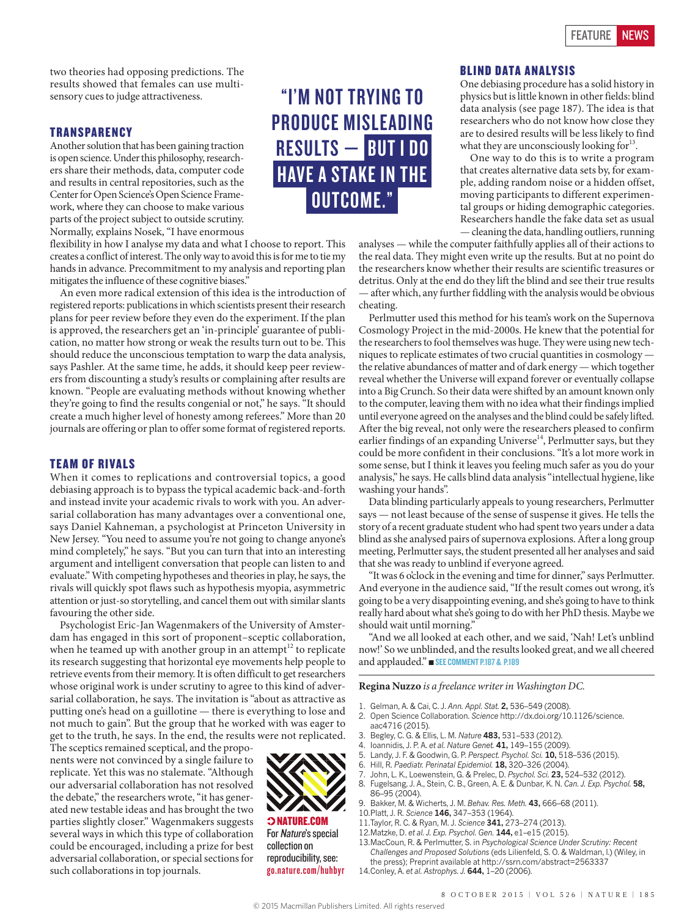two theories had opposing predictions. The results showed that females can use multisensory cues to judge attractiveness.

## TRANSPARENCY

Another solution that has been gaining traction is open science. Under this philosophy, researchers share their methods, data, computer code and results in central repositories, such as the Center for Open Science's Open Science Framework, where they can choose to make various parts of the project subject to outside scrutiny. Normally, explains Nosek, "I have enormous flexibility in how I analyse my data and what I choose to report. This creates a conflict of interest. The only way to avoid this is for me to tie my hands in advance. Precommitment to my analysis and reporting plan mitigates the influence of these cognitive biases."

An even more radical extension of this idea is the introduction of registered reports: publications in which scientists present their research plans for peer review before they even do the experiment. If the plan is approved, the researchers get an 'in-principle' guarantee of publication, no matter how strong or weak the results turn out to be. This should reduce the unconscious temptation to warp the data analysis, says Pashler. At the same time, he adds, it should keep peer reviewers from discounting a study's results or complaining after results are known. "People are evaluating methods without knowing whether they're going to find the results congenial or not," he says. "It should create a much higher level of honesty among referees." More than 20 journals are offering or plan to offer some format of registered reports.

> "I'M NOT TRYING TO PRODUCE MISLEADING RESULTS — BUT I DO HAVE A STAKE IN THE OUTCOME."

## TEAM OF RIVALS

When it comes to replications and controversial topics, a good debiasing approach is to bypass the typical academic back-and-forth and instead invite your academic rivals to work with you. An adversarial collaboration has many advantages over a conventional one, says Daniel Kahneman, a psychologist at Princeton University in New Jersey. "You need to assume you're not going to change anyone's mind completely," he says. "But you can turn that into an interesting argument and intelligent conversation that people can listen to and evaluate." With competing hypotheses and theories in play, he says, the rivals will quickly spot flaws such as hypothesis myopia, asymmetric attention or just-so storytelling, and cancel them out with similar slants favouring the other side.

Psychologist Eric-Jan Wagenmakers of the University of Amsterdam has engaged in this sort of proponent–sceptic collaboration, when he teamed up with another group in an attempt[12] to replicate its research suggesting that horizontal eye movements help people to retrieve events from their memory. It is often difficult to get researchers whose original work is under scrutiny to agree to this kind of adversarial collaboration, he says. The invitation is "about as attractive as putting one's head on a guillotine — there is everything to lose and not much to gain". But the group that he worked with was eager to get to the truth, he says. In the end, the results were not replicated. The sceptics remained sceptical, and the proponents were not convinced by a single failure to replicate. Yet this was no stalemate. "Although our adversarial collaboration has not resolved the debate," the researchers wrote, "it has generated new testable ideas and has brought the two parties slightly closer." Wagenmakers suggests several ways in which this type of collaboration could be encouraged, including a prize for best adversarial collaboration, or special sections for such collaborations in top journals.

**NATURE.COM**
For *Nature*'s special collection on reproducibility, see: go.nature.com/huhbyr

## BLIND DATA ANALYSIS

One debiasing procedure has a solid history in physics but is little known in other fields: blind data analysis (see page 187). The idea is that researchers who do not know how close they are to desired results will be less likely to find what they are unconsciously looking for[13].

One way to do this is to write a program that creates alternative data sets by, for example, adding random noise or a hidden offset, moving participants to different experimental groups or hiding demographic categories. Researchers handle the fake data set as usual — cleaning the data, handling outliers, running analyses — while the computer faithfully applies all of their actions to the real data. They might even write up the results. But at no point do the researchers know whether their results are scientific treasures or detritus. Only at the end do they lift the blind and see their true results — after which, any further fiddling with the analysis would be obvious cheating.

Perlmutter used this method for his team's work on the Supernova Cosmology Project in the mid-2000s. He knew that the potential for the researchers to fool themselves was huge. They were using new techniques to replicate estimates of two crucial quantities in cosmology — the relative abundances of matter and of dark energy — which together reveal whether the Universe will expand forever or eventually collapse into a Big Crunch. So their data were shifted by an amount known only to the computer, leaving them with no idea what their findings implied until everyone agreed on the analyses and the blind could be safely lifted. After the big reveal, not only were the researchers pleased to confirm earlier findings of an expanding Universe[14], Perlmutter says, but they could be more confident in their conclusions. "It's a lot more work in some sense, but I think it leaves you feeling much safer as you do your analysis," he says. He calls blind data analysis "intellectual hygiene, like washing your hands".

Data blinding particularly appeals to young researchers, Perlmutter says — not least because of the sense of suspense it gives. He tells the story of a recent graduate student who had spent two years under a data blind as she analysed pairs of supernova explosions. After a long group meeting, Perlmutter says, the student presented all her analyses and said that she was ready to unblind if everyone agreed.

"It was 6 o'clock in the evening and time for dinner," says Perlmutter. And everyone in the audience said, "If the result comes out wrong, it's going to be a very disappointing evening, and she's going to have to think really hard about what she's going to do with her PhD thesis. Maybe we should wait until morning."

"And we all looked at each other, and we said, 'Nah! Let's unblind now!' So we unblinded, and the results looked great, and we all cheered and applauded." ■ SEE COMMENT P.187 & P.189

**Regina Nuzzo** *is a freelance writer in Washington DC.*

1. Gelman, A. & Cai, C. J. *Ann. Appl. Stat.* **2,** 536–549 (2008).
2. Open Science Collaboration. *Science* http://dx.doi.org/10.1126/science.aac4716 (2015).
3. Begley, C. G. & Ellis, L. M. *Nature* **483,** 531–533 (2012).
4. Ioannidis, J. P. A. *et al. Nature Genet.* **41,** 149–155 (2009).
5. Landy, J. F. & Goodwin, G. P. *Perspect. Psychol. Sci.* **10,** 518–536 (2015).
6. Hill, R. *Paediatr. Perinatal Epidemiol.* **18,** 320–326 (2004).
7. John, L. K., Loewenstein, G. & Prelec, D. *Psychol. Sci.* **23,** 524–532 (2012).
8. Fugelsang, J. A., Stein, C. B., Green, A. E. & Dunbar, K. N. *Can. J. Exp. Psychol.* **58,** 86–95 (2004).
9. Bakker, M. & Wicherts, J. M. *Behav. Res. Meth.* **43,** 666–68 (2011).
10. Platt, J. R. *Science* **146,** 347–353 (1964).
11. Taylor, R. C. & Ryan, M. J. *Science* **341,** 273–274 (2013).
12. Matzke, D. *et al. J. Exp. Psychol. Gen.* **144,** e1–e15 (2015).
13. MacCoun, R. & Perlmutter, S. in *Psychological Science Under Scrutiny: Recent Challenges and Proposed Solutions* (eds Lilienfeld, S. O. & Waldman, I.) (Wiley, in the press); Preprint available at http://ssrn.com/abstract=2563337
14. Conley, A. *et al. Astrophys. J.* **644,** 1–20 (2006).